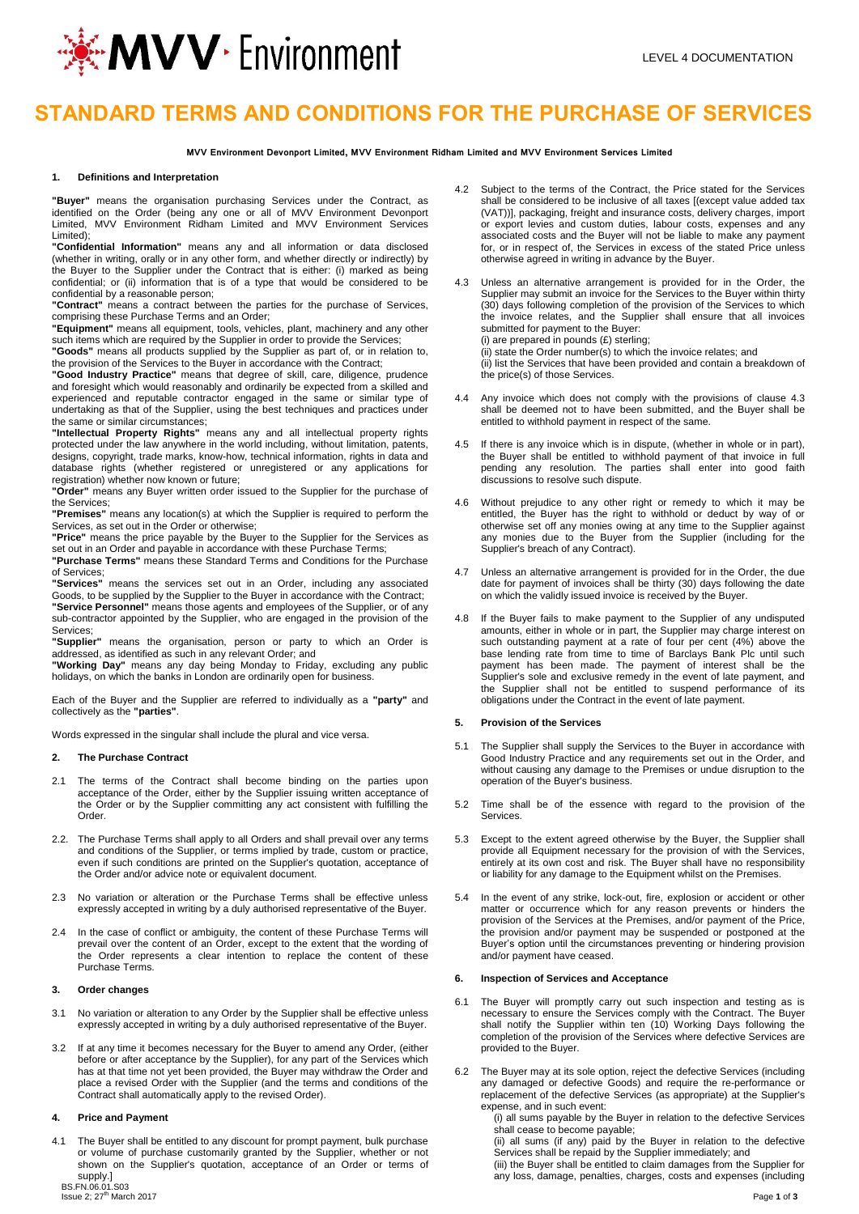# STANDARD TERMS AND CONDITIONS FOR THE PURCHASE OF SERVICES

**MVV Environment Devonport Limited, MVV Environment Ridham Limited and MVV Environment Services Limited**

### 1. Definitions and Interpretation

**"Buyer"** means the organisation purchasing Services under the Contract, as identified on the Order (being any one or all of MVV Environment Devonport Limited, MVV Environment Ridham Limited and MVV Environment Services Limited);

**"Confidential Information"** means any and all information or data disclosed (whether in writing, orally or in any other form, and whether directly or indirectly) by the Buyer to the Supplier under the Contract that is either: (i) marked as being confidential; or (ii) information that is of a type that would be considered to be confidential by a reasonable person;

**"Contract"** means a contract between the parties for the purchase of Services, comprising these Purchase Terms and an Order;

**"Equipment"** means all equipment, tools, vehicles, plant, machinery and any other such items which are required by the Supplier in order to provide the Services;

**"Goods"** means all products supplied by the Supplier as part of, or in relation to, the provision of the Services to the Buyer in accordance with the Contract;

**"Good Industry Practice"** means that degree of skill, care, diligence, prudence and foresight which would reasonably and ordinarily be expected from a skilled and experienced and reputable contractor engaged in the same or similar type of undertaking as that of the Supplier, using the best techniques and practices under the same or similar circumstances;

**"Intellectual Property Rights"** means any and all intellectual property rights protected under the law anywhere in the world including, without limitation, patents, designs, copyright, trade marks, know-how, technical information, rights in data and database rights (whether registered or unregistered or any applications for registration) whether now known or future;

**"Order"** means any Buyer written order issued to the Supplier for the purchase of the Services;

**"Premises"** means any location(s) at which the Supplier is required to perform the Services, as set out in the Order or otherwise;

**"Price"** means the price payable by the Buyer to the Supplier for the Services as set out in an Order and payable in accordance with these Purchase Terms;

**"Purchase Terms"** means these Standard Terms and Conditions for the Purchase of Services;

**"Services"** means the services set out in an Order, including any associated Goods, to be supplied by the Supplier to the Buyer in accordance with the Contract;

**"Service Personnel"** means those agents and employees of the Supplier, or of any sub-contractor appointed by the Supplier, who are engaged in the provision of the Services;

**"Supplier"** means the organisation, person or party to which an Order is addressed, as identified as such in any relevant Order; and

**"Working Day"** means any day being Monday to Friday, excluding any public holidays, on which the banks in London are ordinarily open for business.

Each of the Buyer and the Supplier are referred to individually as a **"party"** and collectively as the **"parties"**.

Words expressed in the singular shall include the plural and vice versa.

### 2. The Purchase Contract

2.1 The terms of the Contract shall become binding on the parties upon acceptance of the Order, either by the Supplier issuing written acceptance of the Order or by the Supplier committing any act consistent with fulfilling the Order.

2.2. The Purchase Terms shall apply to all Orders and shall prevail over any terms and conditions of the Supplier, or terms implied by trade, custom or practice, even if such conditions are printed on the Supplier's quotation, acceptance of the Order and/or advice note or equivalent document.

2.3 No variation or alteration or the Purchase Terms shall be effective unless expressly accepted in writing by a duly authorised representative of the Buyer.

2.4 In the case of conflict or ambiguity, the content of these Purchase Terms will prevail over the content of an Order, except to the extent that the wording of the Order represents a clear intention to replace the content of these Purchase Terms.

### 3. Order changes

3.1 No variation or alteration to any Order by the Supplier shall be effective unless expressly accepted in writing by a duly authorised representative of the Buyer.

3.2 If at any time it becomes necessary for the Buyer to amend any Order, (either before or after acceptance by the Supplier), for any part of the Services which has at that time not yet been provided, the Buyer may withdraw the Order and place a revised Order with the Supplier (and the terms and conditions of the Contract shall automatically apply to the revised Order).

### 4. Price and Payment

4.1 The Buyer shall be entitled to any discount for prompt payment, bulk purchase or volume of purchase customarily granted by the Supplier, whether or not shown on the Supplier's quotation, acceptance of an Order or terms of supply.]

4.2 Subject to the terms of the Contract, the Price stated for the Services shall be considered to be inclusive of all taxes [(except value added tax (VAT))], packaging, freight and insurance costs, delivery charges, import or export levies and custom duties, labour costs, expenses and any associated costs and the Buyer will not be liable to make any payment for, or in respect of, the Services in excess of the stated Price unless otherwise agreed in writing in advance by the Buyer.

4.3 Unless an alternative arrangement is provided for in the Order, the Supplier may submit an invoice for the Services to the Buyer within thirty (30) days following completion of the provision of the Services to which the invoice relates, and the Supplier shall ensure that all invoices submitted for payment to the Buyer:
(i) are prepared in pounds (£) sterling;
(ii) state the Order number(s) to which the invoice relates; and
(ii) list the Services that have been provided and contain a breakdown of the price(s) of those Services.

4.4 Any invoice which does not comply with the provisions of clause 4.3 shall be deemed not to have been submitted, and the Buyer shall be entitled to withhold payment in respect of the same.

4.5 If there is any invoice which is in dispute, (whether in whole or in part), the Buyer shall be entitled to withhold payment of that invoice in full pending any resolution. The parties shall enter into good faith discussions to resolve such dispute.

4.6 Without prejudice to any other right or remedy to which it may be entitled, the Buyer has the right to withhold or deduct by way of or otherwise set off any monies owing at any time to the Supplier against any monies due to the Buyer from the Supplier (including for the Supplier's breach of any Contract).

4.7 Unless an alternative arrangement is provided for in the Order, the due date for payment of invoices shall be thirty (30) days following the date on which the validly issued invoice is received by the Buyer.

4.8 If the Buyer fails to make payment to the Supplier of any undisputed amounts, either in whole or in part, the Supplier may charge interest on such outstanding payment at a rate of four per cent (4%) above the base lending rate from time to time of Barclays Bank Plc until such payment has been made. The payment of interest shall be the Supplier's sole and exclusive remedy in the event of late payment, and the Supplier shall not be entitled to suspend performance of its obligations under the Contract in the event of late payment.

### 5. Provision of the Services

5.1 The Supplier shall supply the Services to the Buyer in accordance with Good Industry Practice and any requirements set out in the Order, and without causing any damage to the Premises or undue disruption to the operation of the Buyer's business.

5.2 Time shall be of the essence with regard to the provision of the Services.

5.3 Except to the extent agreed otherwise by the Buyer, the Supplier shall provide all Equipment necessary for the provision of with the Services, entirely at its own cost and risk. The Buyer shall have no responsibility or liability for any damage to the Equipment whilst on the Premises.

5.4 In the event of any strike, lock-out, fire, explosion or accident or other matter or occurrence which for any reason prevents or hinders the provision of the Services at the Premises, and/or payment of the Price, the provision and/or payment may be suspended or postponed at the Buyer's option until the circumstances preventing or hindering provision and/or payment have ceased.

### 6. Inspection of Services and Acceptance

6.1 The Buyer will promptly carry out such inspection and testing as is necessary to ensure the Services comply with the Contract. The Buyer shall notify the Supplier within ten (10) Working Days following the completion of the provision of the Services where defective Services are provided to the Buyer.

6.2 The Buyer may at its sole option, reject the defective Services (including any damaged or defective Goods) and require the re-performance or replacement of the defective Services (as appropriate) at the Supplier's expense, and in such event:
(i) all sums payable by the Buyer in relation to the defective Services shall cease to become payable;
(ii) all sums (if any) paid by the Buyer in relation to the defective Services shall be repaid by the Supplier immediately; and
(iii) the Buyer shall be entitled to claim damages from the Supplier for any loss, damage, penalties, charges, costs and expenses (including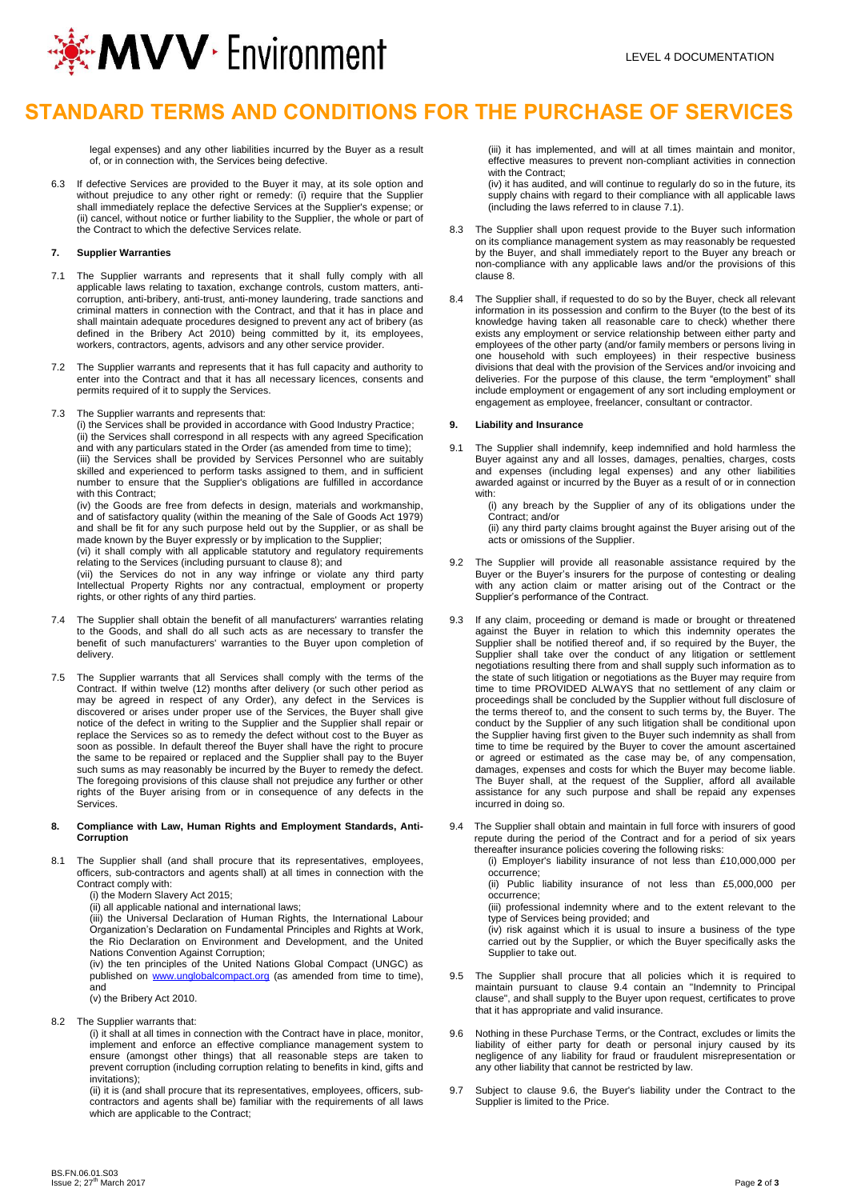legal expenses) and any other liabilities incurred by the Buyer as a result of, or in connection with, the Services being defective.

6.3 If defective Services are provided to the Buyer it may, at its sole option and without prejudice to any other right or remedy: (i) require that the Supplier shall immediately replace the defective Services at the Supplier's expense; or (ii) cancel, without notice or further liability to the Supplier, the whole or part of the Contract to which the defective Services relate.

### 7. Supplier Warranties

7.1 The Supplier warrants and represents that it shall fully comply with all applicable laws relating to taxation, exchange controls, custom matters, anti-corruption, anti-bribery, anti-trust, anti-money laundering, trade sanctions and criminal matters in connection with the Contract, and that it has in place and shall maintain adequate procedures designed to prevent any act of bribery (as defined in the Bribery Act 2010) being committed by it, its employees, workers, contractors, agents, advisors and any other service provider.

7.2 The Supplier warrants and represents that it has full capacity and authority to enter into the Contract and that it has all necessary licences, consents and permits required of it to supply the Services.

7.3 The Supplier warrants and represents that:
(i) the Services shall be provided in accordance with Good Industry Practice;
(ii) the Services shall correspond in all respects with any agreed Specification and with any particulars stated in the Order (as amended from time to time);
(iii) the Services shall be provided by Services Personnel who are suitably skilled and experienced to perform tasks assigned to them, and in sufficient number to ensure that the Supplier's obligations are fulfilled in accordance with this Contract;
(iv) the Goods are free from defects in design, materials and workmanship, and of satisfactory quality (within the meaning of the Sale of Goods Act 1979) and shall be fit for any such purpose held out by the Supplier, or as shall be made known by the Buyer expressly or by implication to the Supplier;
(vi) it shall comply with all applicable statutory and regulatory requirements relating to the Services (including pursuant to clause 8); and
(vii) the Services do not in any way infringe or violate any third party Intellectual Property Rights nor any contractual, employment or property rights, or other rights of any third parties.

7.4 The Supplier shall obtain the benefit of all manufacturers' warranties relating to the Goods, and shall do all such acts as are necessary to transfer the benefit of such manufacturers' warranties to the Buyer upon completion of delivery.

7.5 The Supplier warrants that all Services shall comply with the terms of the Contract. If within twelve (12) months after delivery (or such other period as may be agreed in respect of any Order), any defect in the Services is discovered or arises under proper use of the Services, the Buyer shall give notice of the defect in writing to the Supplier and the Supplier shall repair or replace the Services so as to remedy the defect without cost to the Buyer as soon as possible. In default thereof the Buyer shall have the right to procure the same to be repaired or replaced and the Supplier shall pay to the Buyer such sums as may reasonably be incurred by the Buyer to remedy the defect. The foregoing provisions of this clause shall not prejudice any further or other rights of the Buyer arising from or in consequence of any defects in the Services.

### 8. Compliance with Law, Human Rights and Employment Standards, Anti-Corruption

8.1 The Supplier shall (and shall procure that its representatives, employees, officers, sub-contractors and agents shall) at all times in connection with the Contract comply with:
(i) the Modern Slavery Act 2015;
(ii) all applicable national and international laws;
(iii) the Universal Declaration of Human Rights, the International Labour Organization's Declaration on Fundamental Principles and Rights at Work, the Rio Declaration on Environment and Development, and the United Nations Convention Against Corruption;
(iv) the ten principles of the United Nations Global Compact (UNGC) as published on www.unglobalcompact.org (as amended from time to time), and
(v) the Bribery Act 2010.

8.2 The Supplier warrants that:
(i) it shall at all times in connection with the Contract have in place, monitor, implement and enforce an effective compliance management system to ensure (amongst other things) that all reasonable steps are taken to prevent corruption (including corruption relating to benefits in kind, gifts and invitations);
(ii) it is (and shall procure that its representatives, employees, officers, sub-contractors and agents shall be) familiar with the requirements of all laws which are applicable to the Contract;
(iii) it has implemented, and will at all times maintain and monitor, effective measures to prevent non-compliant activities in connection with the Contract;
(iv) it has audited, and will continue to regularly do so in the future, its supply chains with regard to their compliance with all applicable laws (including the laws referred to in clause 7.1).

8.3 The Supplier shall upon request provide to the Buyer such information on its compliance management system as may reasonably be requested by the Buyer, and shall immediately report to the Buyer any breach or non-compliance with any applicable laws and/or the provisions of this clause 8.

8.4 The Supplier shall, if requested to do so by the Buyer, check all relevant information in its possession and confirm to the Buyer (to the best of its knowledge having taken all reasonable care to check) whether there exists any employment or service relationship between either party and employees of the other party (and/or family members or persons living in one household with such employees) in their respective business divisions that deal with the provision of the Services and/or invoicing and deliveries. For the purpose of this clause, the term "employment" shall include employment or engagement of any sort including employment or engagement as employee, freelancer, consultant or contractor.

### 9. Liability and Insurance

9.1 The Supplier shall indemnify, keep indemnified and hold harmless the Buyer against any and all losses, damages, penalties, charges, costs and expenses (including legal expenses) and any other liabilities awarded against or incurred by the Buyer as a result of or in connection with:
(i) any breach by the Supplier of any of its obligations under the Contract; and/or
(ii) any third party claims brought against the Buyer arising out of the acts or omissions of the Supplier.

9.2 The Supplier will provide all reasonable assistance required by the Buyer or the Buyer's insurers for the purpose of contesting or dealing with any action claim or matter arising out of the Contract or the Supplier's performance of the Contract.

9.3 If any claim, proceeding or demand is made or brought or threatened against the Buyer in relation to which this indemnity operates the Supplier shall be notified thereof and, if so required by the Buyer, the Supplier shall take over the conduct of any litigation or settlement negotiations resulting there from and shall supply such information as to the state of such litigation or negotiations as the Buyer may require from time to time PROVIDED ALWAYS that no settlement of any claim or proceedings shall be concluded by the Supplier without full disclosure of the terms thereof to, and the consent to such terms by, the Buyer. The conduct by the Supplier of any such litigation shall be conditional upon the Supplier having first given to the Buyer such indemnity as shall from time to time be required by the Buyer to cover the amount ascertained or agreed or estimated as the case may be, of any compensation, damages, expenses and costs for which the Buyer may become liable. The Buyer shall, at the request of the Supplier, afford all available assistance for any such purpose and shall be repaid any expenses incurred in doing so.

9.4 The Supplier shall obtain and maintain in full force with insurers of good repute during the period of the Contract and for a period of six years thereafter insurance policies covering the following risks:
(i) Employer's liability insurance of not less than £10,000,000 per occurrence;
(ii) Public liability insurance of not less than £5,000,000 per occurrence;
(iii) professional indemnity where and to the extent relevant to the type of Services being provided; and
(iv) risk against which it is usual to insure a business of the type carried out by the Supplier, or which the Buyer specifically asks the Supplier to take out.

9.5 The Supplier shall procure that all policies which it is required to maintain pursuant to clause 9.4 contain an "Indemnity to Principal clause", and shall supply to the Buyer upon request, certificates to prove that it has appropriate and valid insurance.

9.6 Nothing in these Purchase Terms, or the Contract, excludes or limits the liability of either party for death or personal injury caused by its negligence of any liability for fraud or fraudulent misrepresentation or any other liability that cannot be restricted by law.

9.7 Subject to clause 9.6, the Buyer's liability under the Contract to the Supplier is limited to the Price.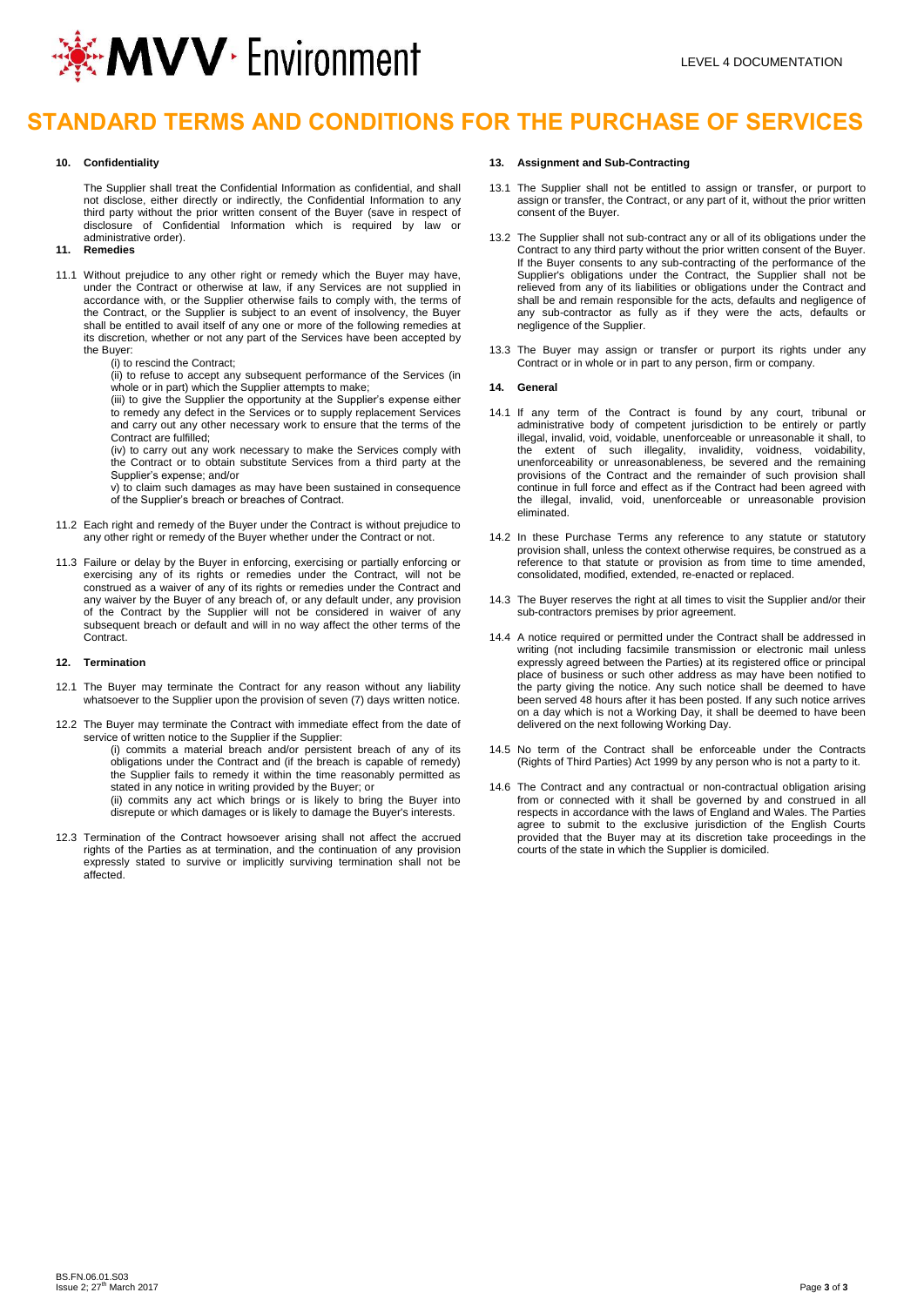# STANDARD TERMS AND CONDITIONS FOR THE PURCHASE OF SERVICES

**10. Confidentiality**

The Supplier shall treat the Confidential Information as confidential, and shall not disclose, either directly or indirectly, the Confidential Information to any third party without the prior written consent of the Buyer (save in respect of disclosure of Confidential Information which is required by law or administrative order).

**11. Remedies**

11.1 Without prejudice to any other right or remedy which the Buyer may have, under the Contract or otherwise at law, if any Services are not supplied in accordance with, or the Supplier otherwise fails to comply with, the terms of the Contract, or the Supplier is subject to an event of insolvency, the Buyer shall be entitled to avail itself of any one or more of the following remedies at its discretion, whether or not any part of the Services have been accepted by the Buyer:

(i) to rescind the Contract;

(ii) to refuse to accept any subsequent performance of the Services (in whole or in part) which the Supplier attempts to make;

(iii) to give the Supplier the opportunity at the Supplier's expense either to remedy any defect in the Services or to supply replacement Services and carry out any other necessary work to ensure that the terms of the Contract are fulfilled;

(iv) to carry out any work necessary to make the Services comply with the Contract or to obtain substitute Services from a third party at the Supplier's expense; and/or

v) to claim such damages as may have been sustained in consequence of the Supplier's breach or breaches of Contract.

11.2 Each right and remedy of the Buyer under the Contract is without prejudice to any other right or remedy of the Buyer whether under the Contract or not.

11.3 Failure or delay by the Buyer in enforcing, exercising or partially enforcing or exercising any of its rights or remedies under the Contract, will not be construed as a waiver of any of its rights or remedies under the Contract and any waiver by the Buyer of any breach of, or any default under, any provision of the Contract by the Supplier will not be considered in waiver of any subsequent breach or default and will in no way affect the other terms of the Contract.

**12. Termination**

12.1 The Buyer may terminate the Contract for any reason without any liability whatsoever to the Supplier upon the provision of seven (7) days written notice.

12.2 The Buyer may terminate the Contract with immediate effect from the date of service of written notice to the Supplier if the Supplier:

(i) commits a material breach and/or persistent breach of any of its obligations under the Contract and (if the breach is capable of remedy) the Supplier fails to remedy it within the time reasonably permitted as stated in any notice in writing provided by the Buyer; or

(ii) commits any act which brings or is likely to bring the Buyer into disrepute or which damages or is likely to damage the Buyer's interests.

12.3 Termination of the Contract howsoever arising shall not affect the accrued rights of the Parties as at termination, and the continuation of any provision expressly stated to survive or implicitly surviving termination shall not be affected.

**13. Assignment and Sub-Contracting**

13.1 The Supplier shall not be entitled to assign or transfer, or purport to assign or transfer, the Contract, or any part of it, without the prior written consent of the Buyer.

13.2 The Supplier shall not sub-contract any or all of its obligations under the Contract to any third party without the prior written consent of the Buyer. If the Buyer consents to any sub-contracting of the performance of the Supplier's obligations under the Contract, the Supplier shall not be relieved from any of its liabilities or obligations under the Contract and shall be and remain responsible for the acts, defaults and negligence of any sub-contractor as fully as if they were the acts, defaults or negligence of the Supplier.

13.3 The Buyer may assign or transfer or purport its rights under any Contract or in whole or in part to any person, firm or company.

**14. General**

14.1 If any term of the Contract is found by any court, tribunal or administrative body of competent jurisdiction to be entirely or partly illegal, invalid, void, voidable, unenforceable or unreasonable it shall, to the extent of such illegality, invalidity, voidness, voidability, unenforceability or unreasonableness, be severed and the remaining provisions of the Contract and the remainder of such provision shall continue in full force and effect as if the Contract had been agreed with the illegal, invalid, void, unenforceable or unreasonable provision eliminated.

14.2 In these Purchase Terms any reference to any statute or statutory provision shall, unless the context otherwise requires, be construed as a reference to that statute or provision as from time to time amended, consolidated, modified, extended, re-enacted or replaced.

14.3 The Buyer reserves the right at all times to visit the Supplier and/or their sub-contractors premises by prior agreement.

14.4 A notice required or permitted under the Contract shall be addressed in writing (not including facsimile transmission or electronic mail unless expressly agreed between the Parties) at its registered office or principal place of business or such other address as may have been notified to the party giving the notice. Any such notice shall be deemed to have been served 48 hours after it has been posted. If any such notice arrives on a day which is not a Working Day, it shall be deemed to have been delivered on the next following Working Day.

14.5 No term of the Contract shall be enforceable under the Contracts (Rights of Third Parties) Act 1999 by any person who is not a party to it.

14.6 The Contract and any contractual or non-contractual obligation arising from or connected with it shall be governed by and construed in all respects in accordance with the laws of England and Wales. The Parties agree to submit to the exclusive jurisdiction of the English Courts provided that the Buyer may at its discretion take proceedings in the courts of the state in which the Supplier is domiciled.